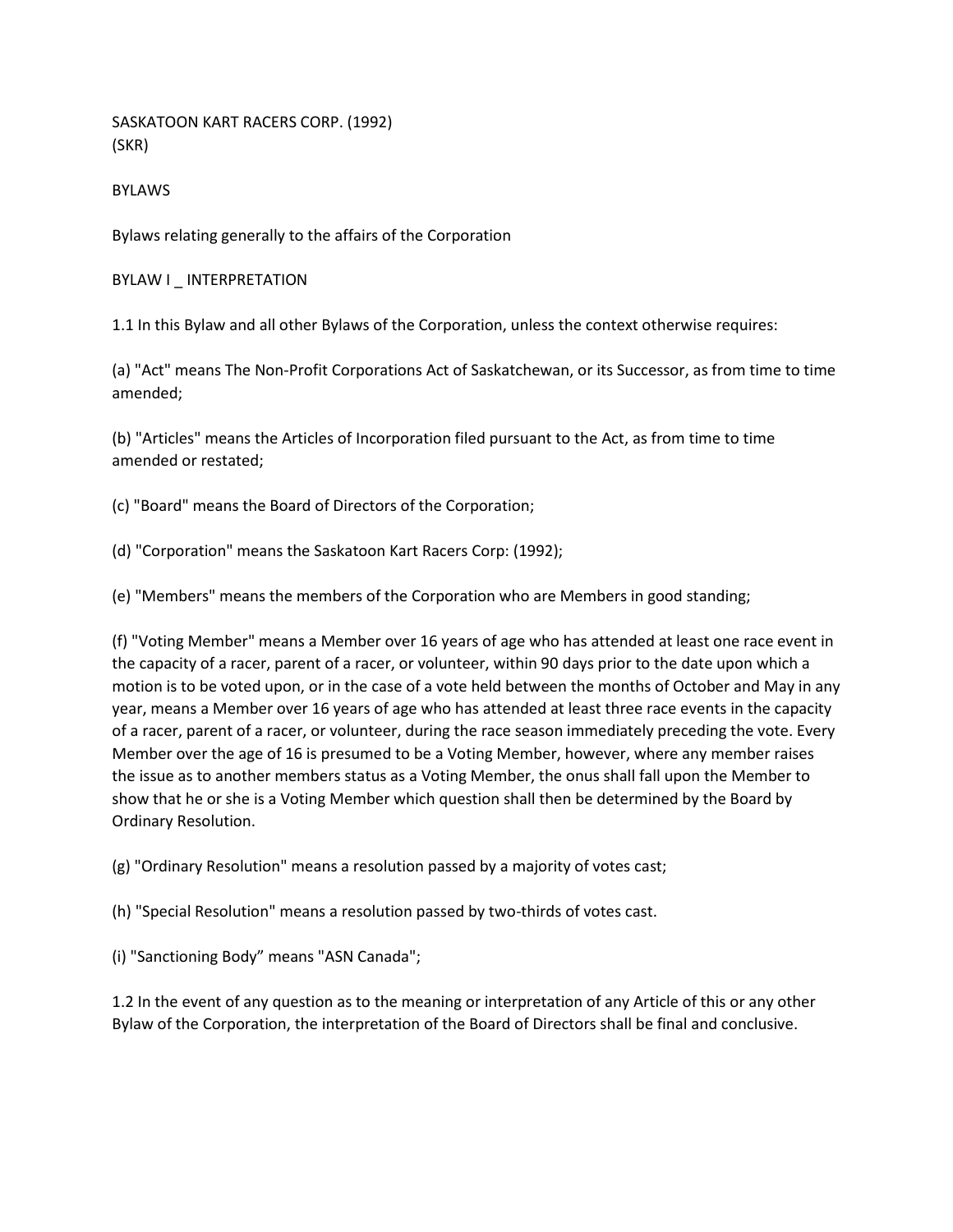# SASKATOON KART RACERS CORP. (1992)
# (SKR)

## BYLAWS

Bylaws relating generally to the affairs of the Corporation

### BYLAW I _ INTERPRETATION

1.1 In this Bylaw and all other Bylaws of the Corporation, unless the context otherwise requires:

(a) "Act" means The Non-Profit Corporations Act of Saskatchewan, or its Successor, as from time to time amended;

(b) "Articles" means the Articles of Incorporation filed pursuant to the Act, as from time to time amended or restated;

(c) "Board" means the Board of Directors of the Corporation;

(d) "Corporation" means the Saskatoon Kart Racers Corp: (1992);

(e) "Members" means the members of the Corporation who are Members in good standing;

(f) "Voting Member" means a Member over 16 years of age who has attended at least one race event in the capacity of a racer, parent of a racer, or volunteer, within 90 days prior to the date upon which a motion is to be voted upon, or in the case of a vote held between the months of October and May in any year, means a Member over 16 years of age who has attended at least three race events in the capacity of a racer, parent of a racer, or volunteer, during the race season immediately preceding the vote. Every Member over the age of 16 is presumed to be a Voting Member, however, where any member raises the issue as to another members status as a Voting Member, the onus shall fall upon the Member to show that he or she is a Voting Member which question shall then be determined by the Board by Ordinary Resolution.

(g) "Ordinary Resolution" means a resolution passed by a majority of votes cast;

(h) "Special Resolution" means a resolution passed by two-thirds of votes cast.

(i) "Sanctioning Body" means "ASN Canada";

1.2 In the event of any question as to the meaning or interpretation of any Article of this or any other Bylaw of the Corporation, the interpretation of the Board of Directors shall be final and conclusive.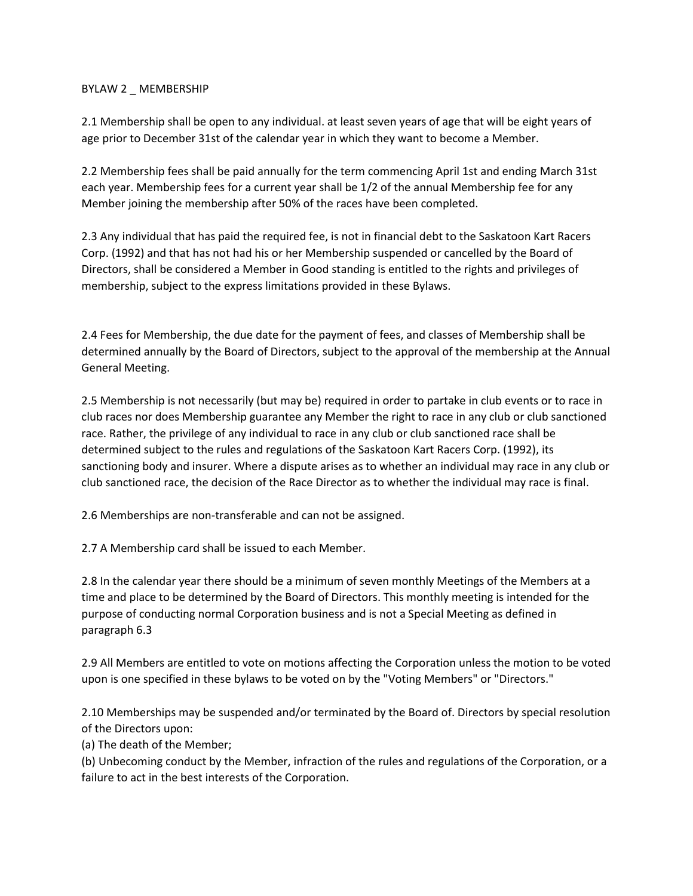# BYLAW 2 _ MEMBERSHIP

2.1 Membership shall be open to any individual. at least seven years of age that will be eight years of age prior to December 31st of the calendar year in which they want to become a Member.

2.2 Membership fees shall be paid annually for the term commencing April 1st and ending March 31st each year. Membership fees for a current year shall be 1/2 of the annual Membership fee for any Member joining the membership after 50% of the races have been completed.

2.3 Any individual that has paid the required fee, is not in financial debt to the Saskatoon Kart Racers Corp. (1992) and that has not had his or her Membership suspended or cancelled by the Board of Directors, shall be considered a Member in Good standing is entitled to the rights and privileges of membership, subject to the express limitations provided in these Bylaws.

2.4 Fees for Membership, the due date for the payment of fees, and classes of Membership shall be determined annually by the Board of Directors, subject to the approval of the membership at the Annual General Meeting.

2.5 Membership is not necessarily (but may be) required in order to partake in club events or to race in club races nor does Membership guarantee any Member the right to race in any club or club sanctioned race. Rather, the privilege of any individual to race in any club or club sanctioned race shall be determined subject to the rules and regulations of the Saskatoon Kart Racers Corp. (1992), its sanctioning body and insurer. Where a dispute arises as to whether an individual may race in any club or club sanctioned race, the decision of the Race Director as to whether the individual may race is final.

2.6 Memberships are non-transferable and can not be assigned.

2.7 A Membership card shall be issued to each Member.

2.8 In the calendar year there should be a minimum of seven monthly Meetings of the Members at a time and place to be determined by the Board of Directors. This monthly meeting is intended for the purpose of conducting normal Corporation business and is not a Special Meeting as defined in paragraph 6.3

2.9 All Members are entitled to vote on motions affecting the Corporation unless the motion to be voted upon is one specified in these bylaws to be voted on by the "Voting Members" or "Directors."

2.10 Memberships may be suspended and/or terminated by the Board of. Directors by special resolution of the Directors upon:

(a) The death of the Member;

(b) Unbecoming conduct by the Member, infraction of the rules and regulations of the Corporation, or a failure to act in the best interests of the Corporation.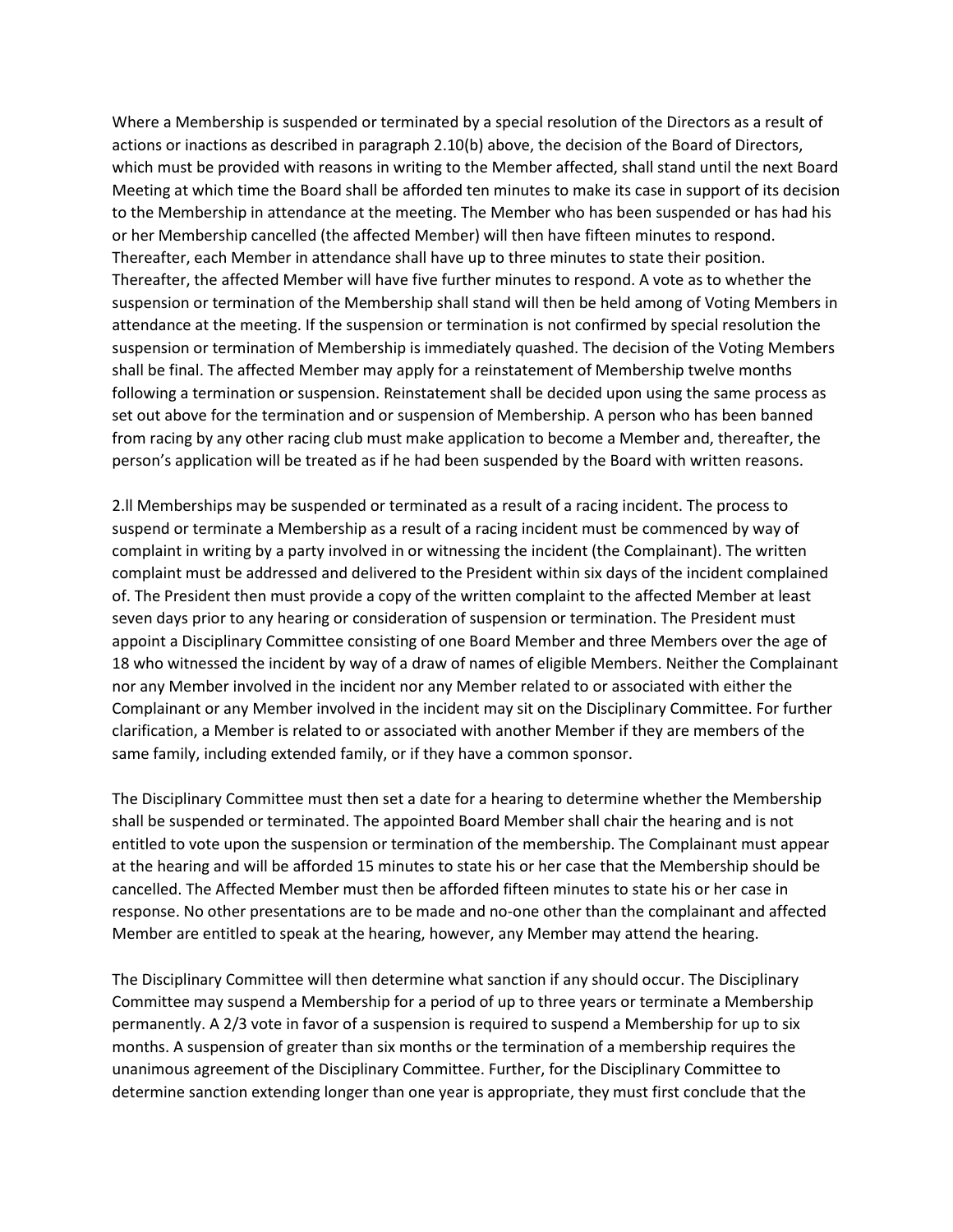Where a Membership is suspended or terminated by a special resolution of the Directors as a result of actions or inactions as described in paragraph 2.10(b) above, the decision of the Board of Directors, which must be provided with reasons in writing to the Member affected, shall stand until the next Board Meeting at which time the Board shall be afforded ten minutes to make its case in support of its decision to the Membership in attendance at the meeting. The Member who has been suspended or has had his or her Membership cancelled (the affected Member) will then have fifteen minutes to respond. Thereafter, each Member in attendance shall have up to three minutes to state their position. Thereafter, the affected Member will have five further minutes to respond. A vote as to whether the suspension or termination of the Membership shall stand will then be held among of Voting Members in attendance at the meeting. If the suspension or termination is not confirmed by special resolution the suspension or termination of Membership is immediately quashed. The decision of the Voting Members shall be final. The affected Member may apply for a reinstatement of Membership twelve months following a termination or suspension. Reinstatement shall be decided upon using the same process as set out above for the termination and or suspension of Membership. A person who has been banned from racing by any other racing club must make application to become a Member and, thereafter, the person's application will be treated as if he had been suspended by the Board with written reasons.

2.ll Memberships may be suspended or terminated as a result of a racing incident. The process to suspend or terminate a Membership as a result of a racing incident must be commenced by way of complaint in writing by a party involved in or witnessing the incident (the Complainant). The written complaint must be addressed and delivered to the President within six days of the incident complained of. The President then must provide a copy of the written complaint to the affected Member at least seven days prior to any hearing or consideration of suspension or termination. The President must appoint a Disciplinary Committee consisting of one Board Member and three Members over the age of 18 who witnessed the incident by way of a draw of names of eligible Members. Neither the Complainant nor any Member involved in the incident nor any Member related to or associated with either the Complainant or any Member involved in the incident may sit on the Disciplinary Committee. For further clarification, a Member is related to or associated with another Member if they are members of the same family, including extended family, or if they have a common sponsor.

The Disciplinary Committee must then set a date for a hearing to determine whether the Membership shall be suspended or terminated. The appointed Board Member shall chair the hearing and is not entitled to vote upon the suspension or termination of the membership. The Complainant must appear at the hearing and will be afforded 15 minutes to state his or her case that the Membership should be cancelled. The Affected Member must then be afforded fifteen minutes to state his or her case in response. No other presentations are to be made and no-one other than the complainant and affected Member are entitled to speak at the hearing, however, any Member may attend the hearing.

The Disciplinary Committee will then determine what sanction if any should occur. The Disciplinary Committee may suspend a Membership for a period of up to three years or terminate a Membership permanently. A 2/3 vote in favor of a suspension is required to suspend a Membership for up to six months. A suspension of greater than six months or the termination of a membership requires the unanimous agreement of the Disciplinary Committee. Further, for the Disciplinary Committee to determine sanction extending longer than one year is appropriate, they must first conclude that the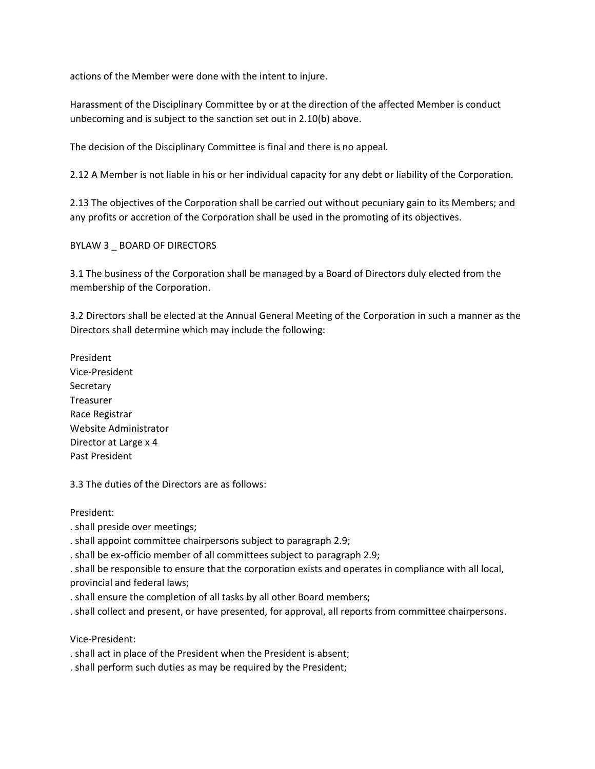actions of the Member were done with the intent to injure.

Harassment of the Disciplinary Committee by or at the direction of the affected Member is conduct unbecoming and is subject to the sanction set out in 2.10(b) above.

The decision of the Disciplinary Committee is final and there is no appeal.

2.12 A Member is not liable in his or her individual capacity for any debt or liability of the Corporation.

2.13 The objectives of the Corporation shall be carried out without pecuniary gain to its Members; and any profits or accretion of the Corporation shall be used in the promoting of its objectives.

## BYLAW 3 _ BOARD OF DIRECTORS

3.1 The business of the Corporation shall be managed by a Board of Directors duly elected from the membership of the Corporation.

3.2 Directors shall be elected at the Annual General Meeting of the Corporation in such a manner as the Directors shall determine which may include the following:

President
Vice-President
Secretary
Treasurer
Race Registrar
Website Administrator
Director at Large x 4
Past President

3.3 The duties of the Directors are as follows:

President:

. shall preside over meetings;
. shall appoint committee chairpersons subject to paragraph 2.9;
. shall be ex-officio member of all committees subject to paragraph 2.9;
. shall be responsible to ensure that the corporation exists and operates in compliance with all local, provincial and federal laws;
. shall ensure the completion of all tasks by all other Board members;
. shall collect and present, or have presented, for approval, all reports from committee chairpersons.

Vice-President:

. shall act in place of the President when the President is absent;
. shall perform such duties as may be required by the President;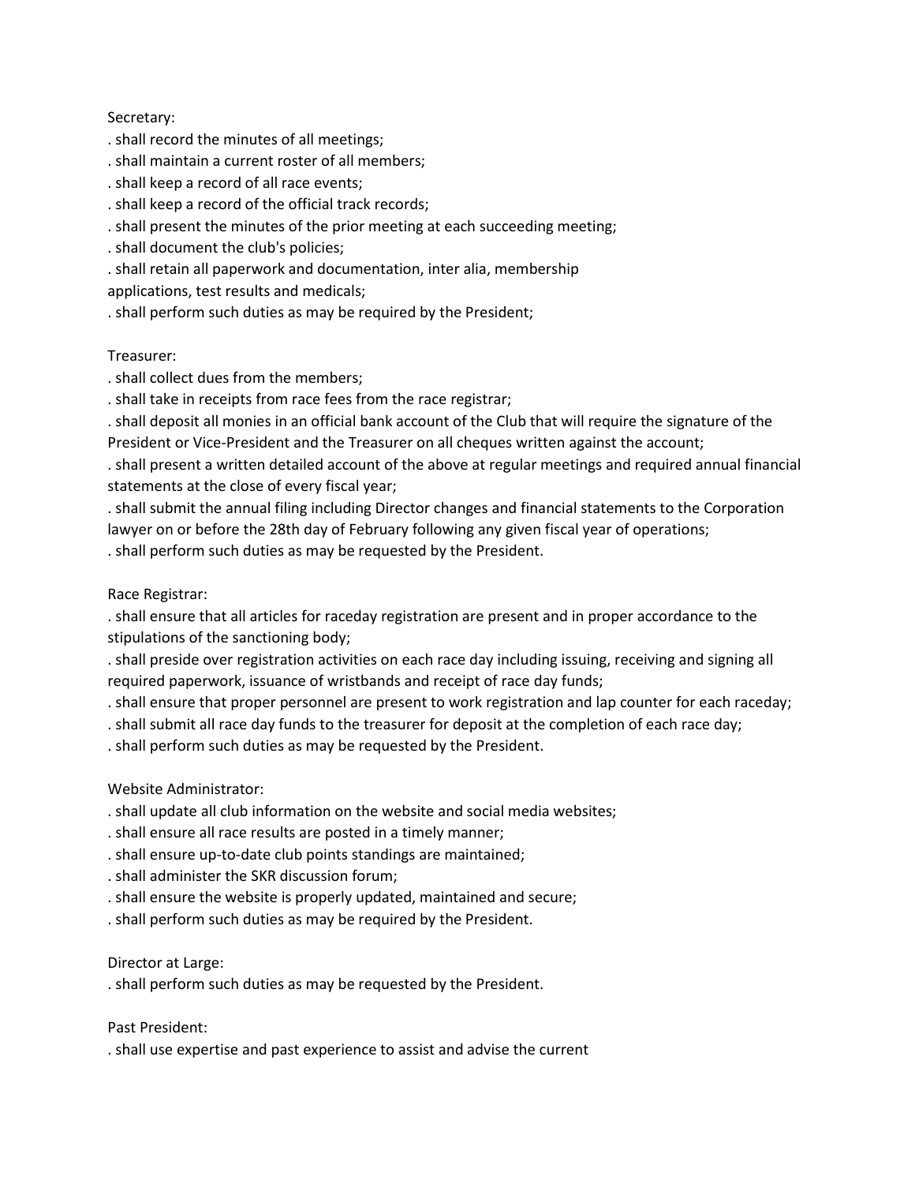Secretary:

. shall record the minutes of all meetings;
. shall maintain a current roster of all members;
. shall keep a record of all race events;
. shall keep a record of the official track records;
. shall present the minutes of the prior meeting at each succeeding meeting;
. shall document the club's policies;
. shall retain all paperwork and documentation, inter alia, membership applications, test results and medicals;
. shall perform such duties as may be required by the President;

Treasurer:

. shall collect dues from the members;
. shall take in receipts from race fees from the race registrar;
. shall deposit all monies in an official bank account of the Club that will require the signature of the President or Vice-President and the Treasurer on all cheques written against the account;
. shall present a written detailed account of the above at regular meetings and required annual financial statements at the close of every fiscal year;
. shall submit the annual filing including Director changes and financial statements to the Corporation lawyer on or before the 28th day of February following any given fiscal year of operations;
. shall perform such duties as may be requested by the President.

Race Registrar:

. shall ensure that all articles for raceday registration are present and in proper accordance to the stipulations of the sanctioning body;
. shall preside over registration activities on each race day including issuing, receiving and signing all required paperwork, issuance of wristbands and receipt of race day funds;
. shall ensure that proper personnel are present to work registration and lap counter for each raceday;
. shall submit all race day funds to the treasurer for deposit at the completion of each race day;
. shall perform such duties as may be requested by the President.

Website Administrator:

. shall update all club information on the website and social media websites;
. shall ensure all race results are posted in a timely manner;
. shall ensure up-to-date club points standings are maintained;
. shall administer the SKR discussion forum;
. shall ensure the website is properly updated, maintained and secure;
. shall perform such duties as may be required by the President.

Director at Large:

. shall perform such duties as may be requested by the President.

Past President:

. shall use expertise and past experience to assist and advise the current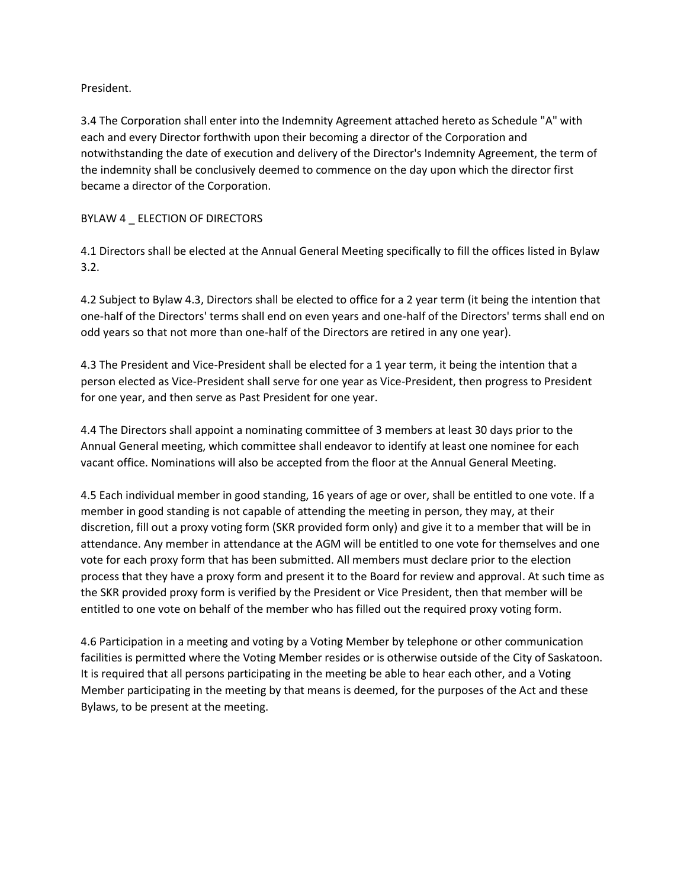President.

3.4 The Corporation shall enter into the Indemnity Agreement attached hereto as Schedule "A" with each and every Director forthwith upon their becoming a director of the Corporation and notwithstanding the date of execution and delivery of the Director's Indemnity Agreement, the term of the indemnity shall be conclusively deemed to commence on the day upon which the director first became a director of the Corporation.

## BYLAW 4 _ ELECTION OF DIRECTORS

4.1 Directors shall be elected at the Annual General Meeting specifically to fill the offices listed in Bylaw 3.2.

4.2 Subject to Bylaw 4.3, Directors shall be elected to office for a 2 year term (it being the intention that one-half of the Directors' terms shall end on even years and one-half of the Directors' terms shall end on odd years so that not more than one-half of the Directors are retired in any one year).

4.3 The President and Vice-President shall be elected for a 1 year term, it being the intention that a person elected as Vice-President shall serve for one year as Vice-President, then progress to President for one year, and then serve as Past President for one year.

4.4 The Directors shall appoint a nominating committee of 3 members at least 30 days prior to the Annual General meeting, which committee shall endeavor to identify at least one nominee for each vacant office. Nominations will also be accepted from the floor at the Annual General Meeting.

4.5 Each individual member in good standing, 16 years of age or over, shall be entitled to one vote. If a member in good standing is not capable of attending the meeting in person, they may, at their discretion, fill out a proxy voting form (SKR provided form only) and give it to a member that will be in attendance. Any member in attendance at the AGM will be entitled to one vote for themselves and one vote for each proxy form that has been submitted. All members must declare prior to the election process that they have a proxy form and present it to the Board for review and approval. At such time as the SKR provided proxy form is verified by the President or Vice President, then that member will be entitled to one vote on behalf of the member who has filled out the required proxy voting form.

4.6 Participation in a meeting and voting by a Voting Member by telephone or other communication facilities is permitted where the Voting Member resides or is otherwise outside of the City of Saskatoon. It is required that all persons participating in the meeting be able to hear each other, and a Voting Member participating in the meeting by that means is deemed, for the purposes of the Act and these Bylaws, to be present at the meeting.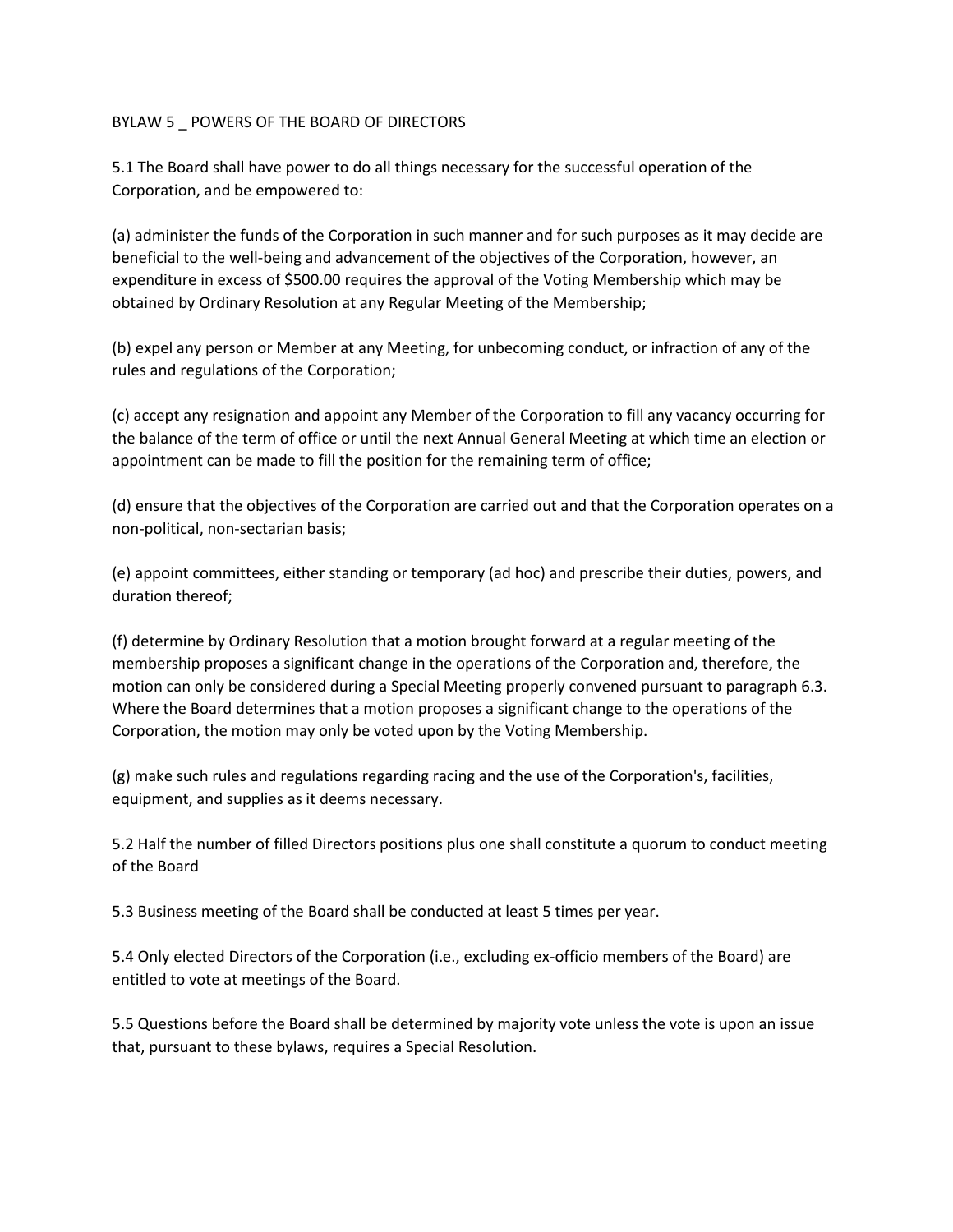## BYLAW 5 _ POWERS OF THE BOARD OF DIRECTORS

5.1 The Board shall have power to do all things necessary for the successful operation of the Corporation, and be empowered to:

(a) administer the funds of the Corporation in such manner and for such purposes as it may decide are beneficial to the well-being and advancement of the objectives of the Corporation, however, an expenditure in excess of $500.00 requires the approval of the Voting Membership which may be obtained by Ordinary Resolution at any Regular Meeting of the Membership;

(b) expel any person or Member at any Meeting, for unbecoming conduct, or infraction of any of the rules and regulations of the Corporation;

(c) accept any resignation and appoint any Member of the Corporation to fill any vacancy occurring for the balance of the term of office or until the next Annual General Meeting at which time an election or appointment can be made to fill the position for the remaining term of office;

(d) ensure that the objectives of the Corporation are carried out and that the Corporation operates on a non-political, non-sectarian basis;

(e) appoint committees, either standing or temporary (ad hoc) and prescribe their duties, powers, and duration thereof;

(f) determine by Ordinary Resolution that a motion brought forward at a regular meeting of the membership proposes a significant change in the operations of the Corporation and, therefore, the motion can only be considered during a Special Meeting properly convened pursuant to paragraph 6.3. Where the Board determines that a motion proposes a significant change to the operations of the Corporation, the motion may only be voted upon by the Voting Membership.

(g) make such rules and regulations regarding racing and the use of the Corporation's, facilities, equipment, and supplies as it deems necessary.

5.2 Half the number of filled Directors positions plus one shall constitute a quorum to conduct meeting of the Board

5.3 Business meeting of the Board shall be conducted at least 5 times per year.

5.4 Only elected Directors of the Corporation (i.e., excluding ex-officio members of the Board) are entitled to vote at meetings of the Board.

5.5 Questions before the Board shall be determined by majority vote unless the vote is upon an issue that, pursuant to these bylaws, requires a Special Resolution.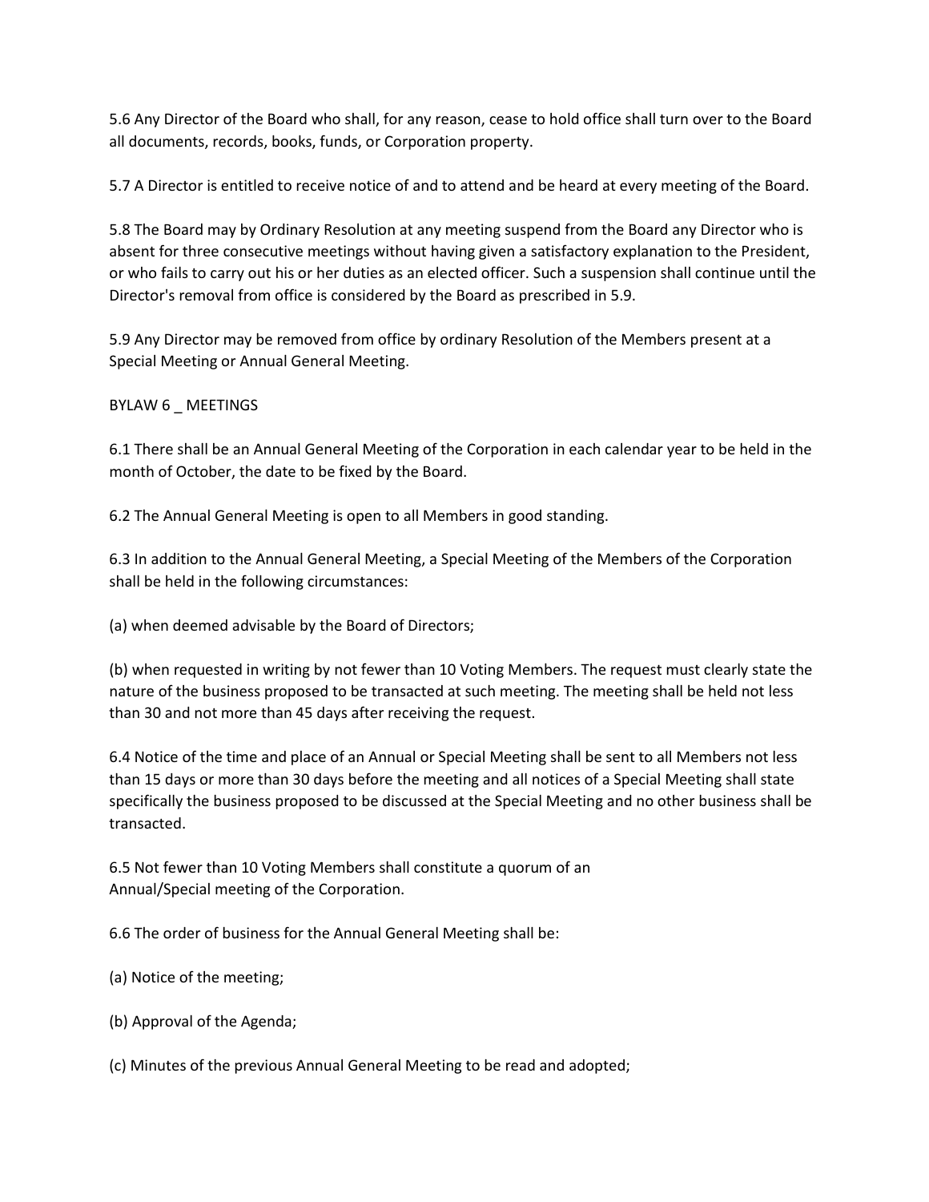5.6 Any Director of the Board who shall, for any reason, cease to hold office shall turn over to the Board all documents, records, books, funds, or Corporation property.

5.7 A Director is entitled to receive notice of and to attend and be heard at every meeting of the Board.

5.8 The Board may by Ordinary Resolution at any meeting suspend from the Board any Director who is absent for three consecutive meetings without having given a satisfactory explanation to the President, or who fails to carry out his or her duties as an elected officer. Such a suspension shall continue until the Director's removal from office is considered by the Board as prescribed in 5.9.

5.9 Any Director may be removed from office by ordinary Resolution of the Members present at a Special Meeting or Annual General Meeting.

## BYLAW 6 _ MEETINGS

6.1 There shall be an Annual General Meeting of the Corporation in each calendar year to be held in the month of October, the date to be fixed by the Board.

6.2 The Annual General Meeting is open to all Members in good standing.

6.3 In addition to the Annual General Meeting, a Special Meeting of the Members of the Corporation shall be held in the following circumstances:

(a) when deemed advisable by the Board of Directors;

(b) when requested in writing by not fewer than 10 Voting Members. The request must clearly state the nature of the business proposed to be transacted at such meeting. The meeting shall be held not less than 30 and not more than 45 days after receiving the request.

6.4 Notice of the time and place of an Annual or Special Meeting shall be sent to all Members not less than 15 days or more than 30 days before the meeting and all notices of a Special Meeting shall state specifically the business proposed to be discussed at the Special Meeting and no other business shall be transacted.

6.5 Not fewer than 10 Voting Members shall constitute a quorum of an Annual/Special meeting of the Corporation.

6.6 The order of business for the Annual General Meeting shall be:

(a) Notice of the meeting;

(b) Approval of the Agenda;

(c) Minutes of the previous Annual General Meeting to be read and adopted;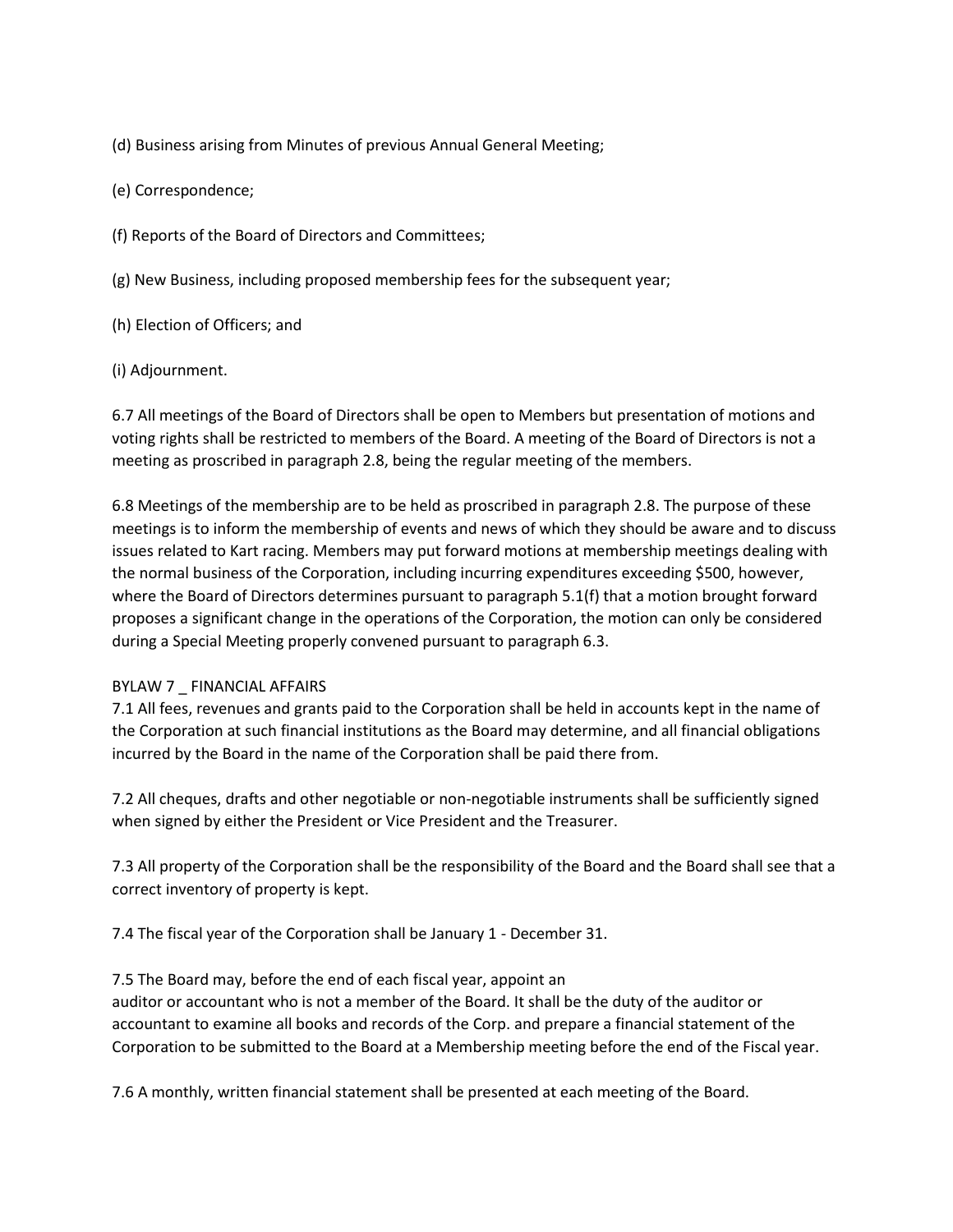(d) Business arising from Minutes of previous Annual General Meeting;

(e) Correspondence;

(f) Reports of the Board of Directors and Committees;

(g) New Business, including proposed membership fees for the subsequent year;

(h) Election of Officers; and

(i) Adjournment.

6.7 All meetings of the Board of Directors shall be open to Members but presentation of motions and voting rights shall be restricted to members of the Board. A meeting of the Board of Directors is not a meeting as proscribed in paragraph 2.8, being the regular meeting of the members.

6.8 Meetings of the membership are to be held as proscribed in paragraph 2.8. The purpose of these meetings is to inform the membership of events and news of which they should be aware and to discuss issues related to Kart racing. Members may put forward motions at membership meetings dealing with the normal business of the Corporation, including incurring expenditures exceeding $500, however, where the Board of Directors determines pursuant to paragraph 5.1(f) that a motion brought forward proposes a significant change in the operations of the Corporation, the motion can only be considered during a Special Meeting properly convened pursuant to paragraph 6.3.

## BYLAW 7 _ FINANCIAL AFFAIRS

7.1 All fees, revenues and grants paid to the Corporation shall be held in accounts kept in the name of the Corporation at such financial institutions as the Board may determine, and all financial obligations incurred by the Board in the name of the Corporation shall be paid there from.

7.2 All cheques, drafts and other negotiable or non-negotiable instruments shall be sufficiently signed when signed by either the President or Vice President and the Treasurer.

7.3 All property of the Corporation shall be the responsibility of the Board and the Board shall see that a correct inventory of property is kept.

7.4 The fiscal year of the Corporation shall be January 1 - December 31.

7.5 The Board may, before the end of each fiscal year, appoint an auditor or accountant who is not a member of the Board. It shall be the duty of the auditor or accountant to examine all books and records of the Corp. and prepare a financial statement of the Corporation to be submitted to the Board at a Membership meeting before the end of the Fiscal year.

7.6 A monthly, written financial statement shall be presented at each meeting of the Board.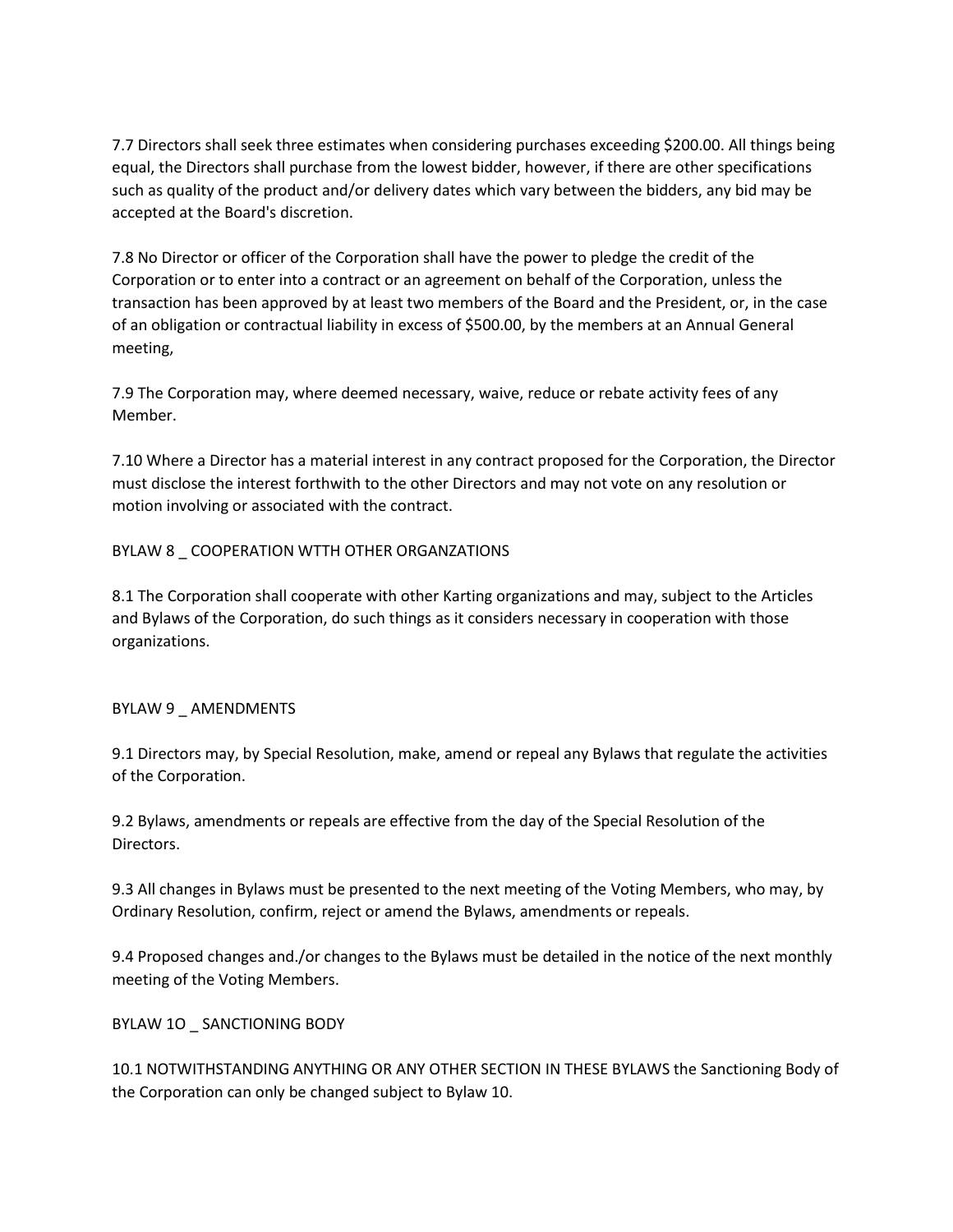7.7 Directors shall seek three estimates when considering purchases exceeding $200.00. All things being equal, the Directors shall purchase from the lowest bidder, however, if there are other specifications such as quality of the product and/or delivery dates which vary between the bidders, any bid may be accepted at the Board's discretion.

7.8 No Director or officer of the Corporation shall have the power to pledge the credit of the Corporation or to enter into a contract or an agreement on behalf of the Corporation, unless the transaction has been approved by at least two members of the Board and the President, or, in the case of an obligation or contractual liability in excess of $500.00, by the members at an Annual General meeting,

7.9 The Corporation may, where deemed necessary, waive, reduce or rebate activity fees of any Member.

7.10 Where a Director has a material interest in any contract proposed for the Corporation, the Director must disclose the interest forthwith to the other Directors and may not vote on any resolution or motion involving or associated with the contract.

## BYLAW 8 _ COOPERATION WTTH OTHER ORGANZATIONS

8.1 The Corporation shall cooperate with other Karting organizations and may, subject to the Articles and Bylaws of the Corporation, do such things as it considers necessary in cooperation with those organizations.

## BYLAW 9 _ AMENDMENTS

9.1 Directors may, by Special Resolution, make, amend or repeal any Bylaws that regulate the activities of the Corporation.

9.2 Bylaws, amendments or repeals are effective from the day of the Special Resolution of the Directors.

9.3 All changes in Bylaws must be presented to the next meeting of the Voting Members, who may, by Ordinary Resolution, confirm, reject or amend the Bylaws, amendments or repeals.

9.4 Proposed changes and./or changes to the Bylaws must be detailed in the notice of the next monthly meeting of the Voting Members.

## BYLAW 1O _ SANCTIONING BODY

10.1 NOTWITHSTANDING ANYTHING OR ANY OTHER SECTION IN THESE BYLAWS the Sanctioning Body of the Corporation can only be changed subject to Bylaw 10.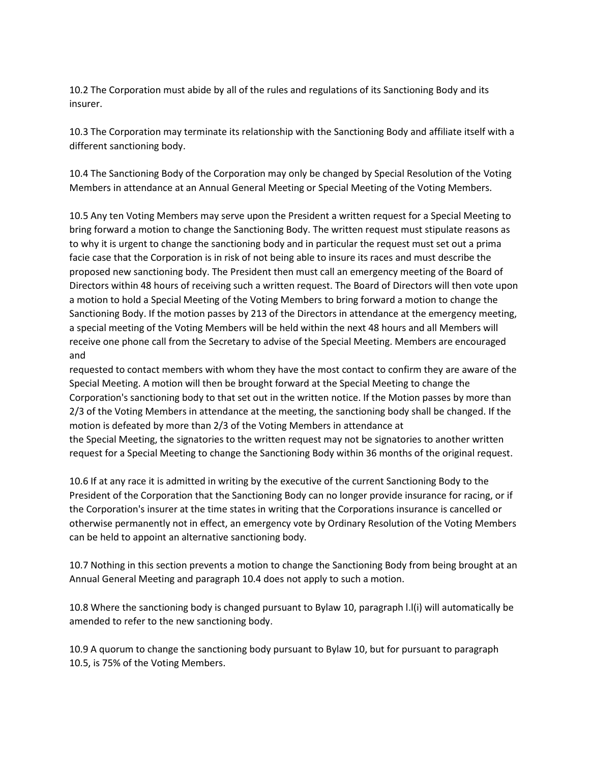10.2 The Corporation must abide by all of the rules and regulations of its Sanctioning Body and its insurer.

10.3 The Corporation may terminate its relationship with the Sanctioning Body and affiliate itself with a different sanctioning body.

10.4 The Sanctioning Body of the Corporation may only be changed by Special Resolution of the Voting Members in attendance at an Annual General Meeting or Special Meeting of the Voting Members.

10.5 Any ten Voting Members may serve upon the President a written request for a Special Meeting to bring forward a motion to change the Sanctioning Body. The written request must stipulate reasons as to why it is urgent to change the sanctioning body and in particular the request must set out a prima facie case that the Corporation is in risk of not being able to insure its races and must describe the proposed new sanctioning body. The President then must call an emergency meeting of the Board of Directors within 48 hours of receiving such a written request. The Board of Directors will then vote upon a motion to hold a Special Meeting of the Voting Members to bring forward a motion to change the Sanctioning Body. If the motion passes by 213 of the Directors in attendance at the emergency meeting, a special meeting of the Voting Members will be held within the next 48 hours and all Members will receive one phone call from the Secretary to advise of the Special Meeting. Members are encouraged and requested to contact members with whom they have the most contact to confirm they are aware of the Special Meeting. A motion will then be brought forward at the Special Meeting to change the Corporation's sanctioning body to that set out in the written notice. If the Motion passes by more than 2/3 of the Voting Members in attendance at the meeting, the sanctioning body shall be changed. If the motion is defeated by more than 2/3 of the Voting Members in attendance at the Special Meeting, the signatories to the written request may not be signatories to another written request for a Special Meeting to change the Sanctioning Body within 36 months of the original request.

10.6 If at any race it is admitted in writing by the executive of the current Sanctioning Body to the President of the Corporation that the Sanctioning Body can no longer provide insurance for racing, or if the Corporation's insurer at the time states in writing that the Corporations insurance is cancelled or otherwise permanently not in effect, an emergency vote by Ordinary Resolution of the Voting Members can be held to appoint an alternative sanctioning body.

10.7 Nothing in this section prevents a motion to change the Sanctioning Body from being brought at an Annual General Meeting and paragraph 10.4 does not apply to such a motion.

10.8 Where the sanctioning body is changed pursuant to Bylaw 10, paragraph l.l(i) will automatically be amended to refer to the new sanctioning body.

10.9 A quorum to change the sanctioning body pursuant to Bylaw 10, but for pursuant to paragraph 10.5, is 75% of the Voting Members.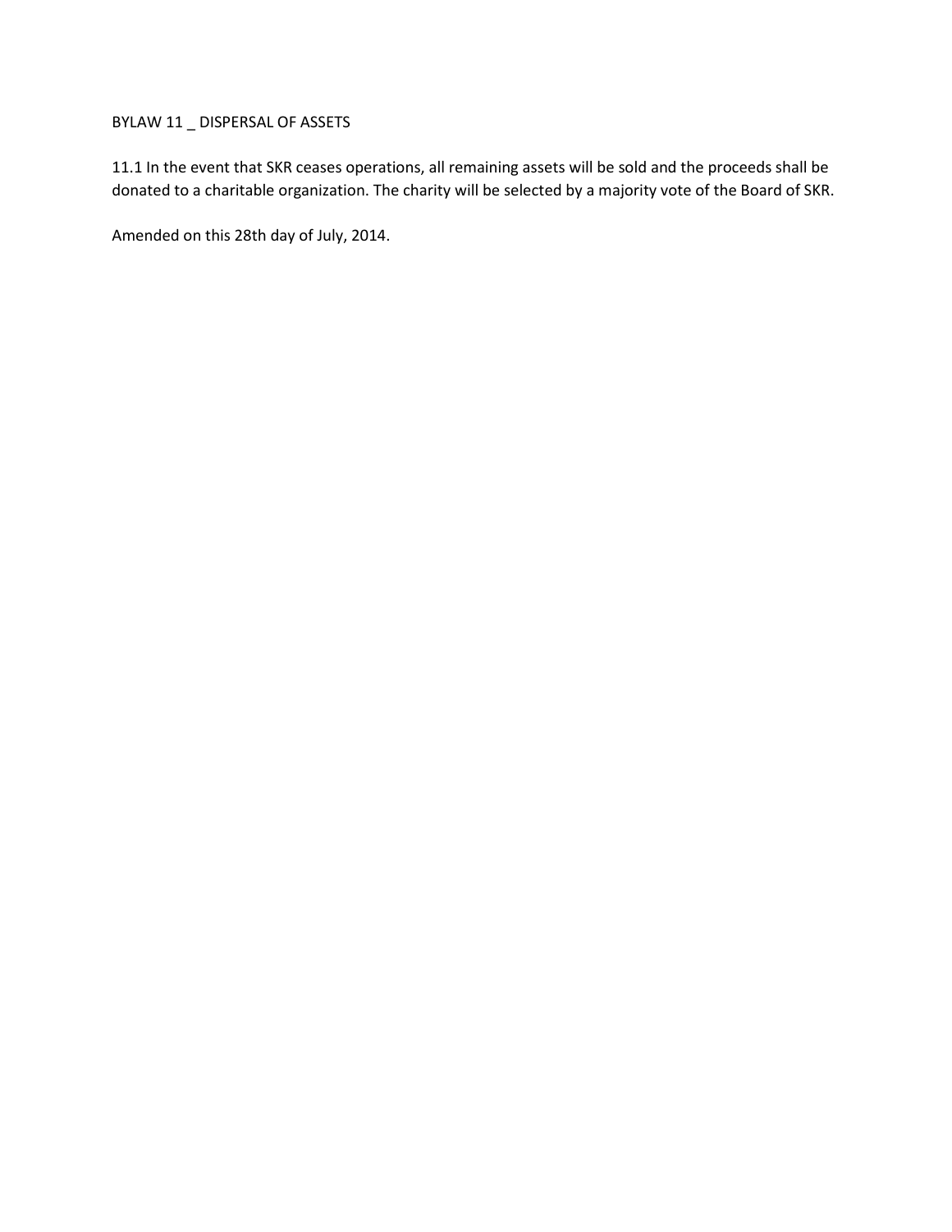## BYLAW 11 _ DISPERSAL OF ASSETS

11.1 In the event that SKR ceases operations, all remaining assets will be sold and the proceeds shall be donated to a charitable organization. The charity will be selected by a majority vote of the Board of SKR.

Amended on this 28th day of July, 2014.